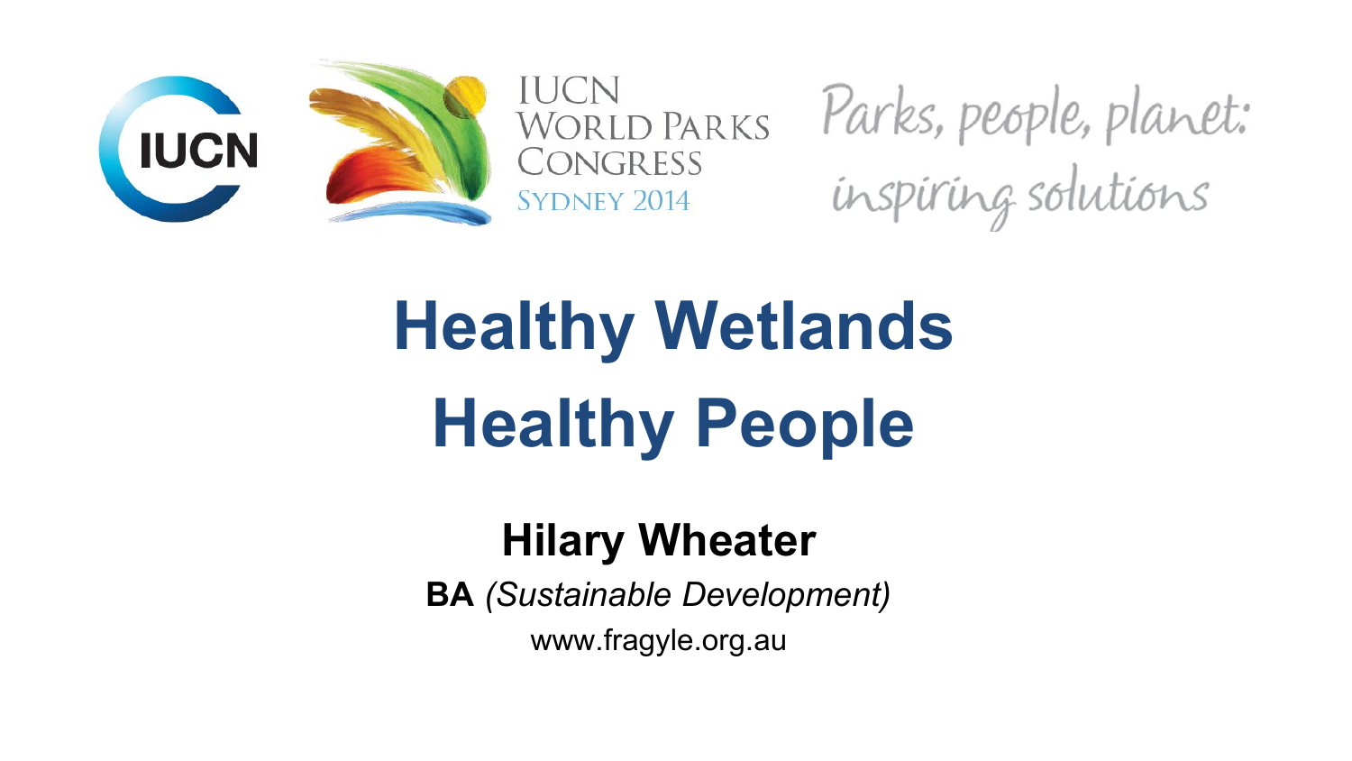IUCN

IUCN WORLD PARKS CONGRESS SYDNEY 2014

*Parks, people, planet: inspiring solutions*

# Healthy Wetlands Healthy People

## Hilary Wheater

**BA** *(Sustainable Development)*

www.fragyle.org.au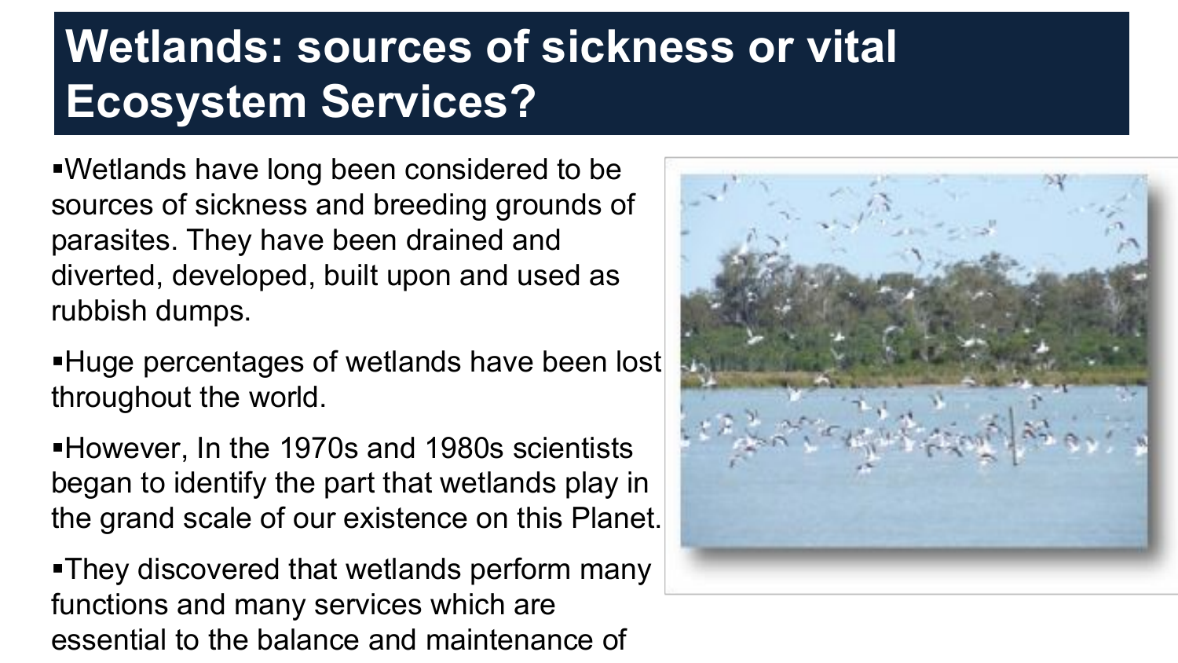# Wetlands: sources of sickness or vital Ecosystem Services?

- Wetlands have long been considered to be sources of sickness and breeding grounds of parasites. They have been drained and diverted, developed, built upon and used as rubbish dumps.
- Huge percentages of wetlands have been lost throughout the world.
- However, In the 1970s and 1980s scientists began to identify the part that wetlands play in the grand scale of our existence on this Planet.
- They discovered that wetlands perform many functions and many services which are essential to the balance and maintenance of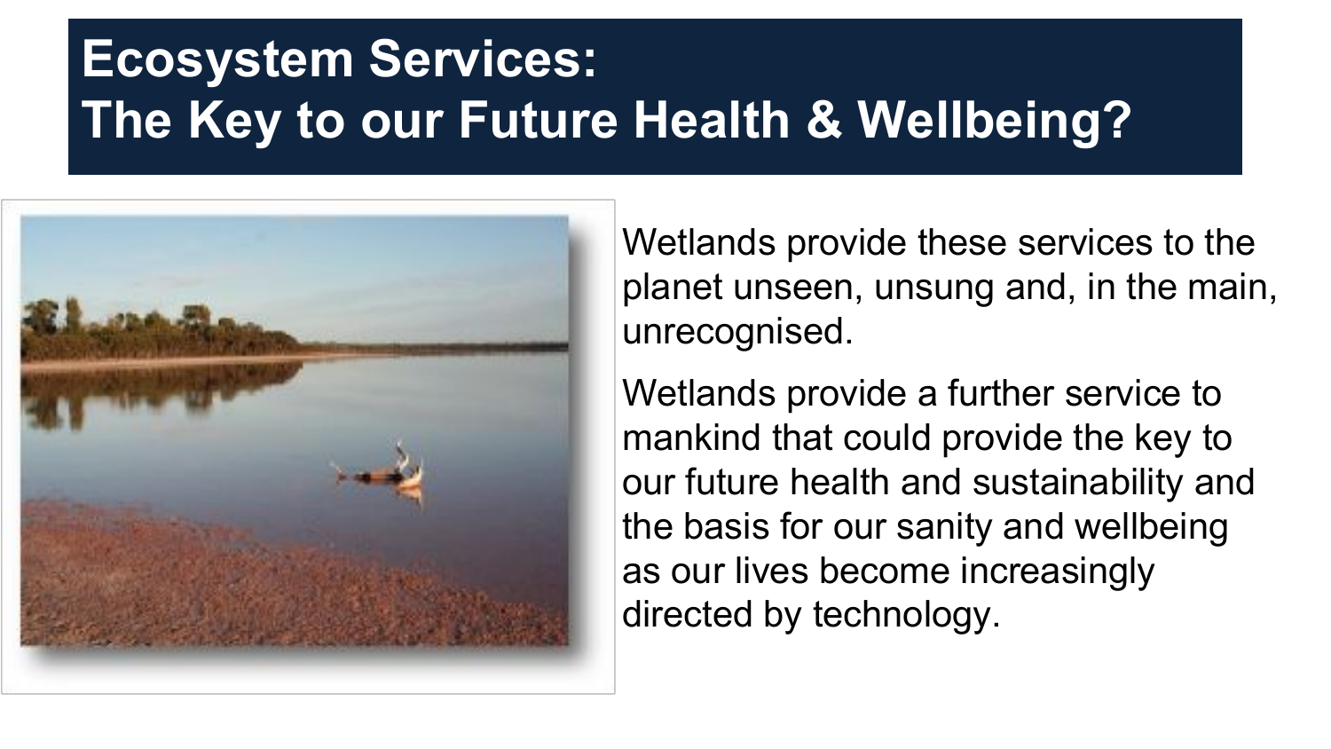# Ecosystem Services: The Key to our Future Health & Wellbeing?

Wetlands provide these services to the planet unseen, unsung and, in the main, unrecognised.

Wetlands provide a further service to mankind that could provide the key to our future health and sustainability and the basis for our sanity and wellbeing as our lives become increasingly directed by technology.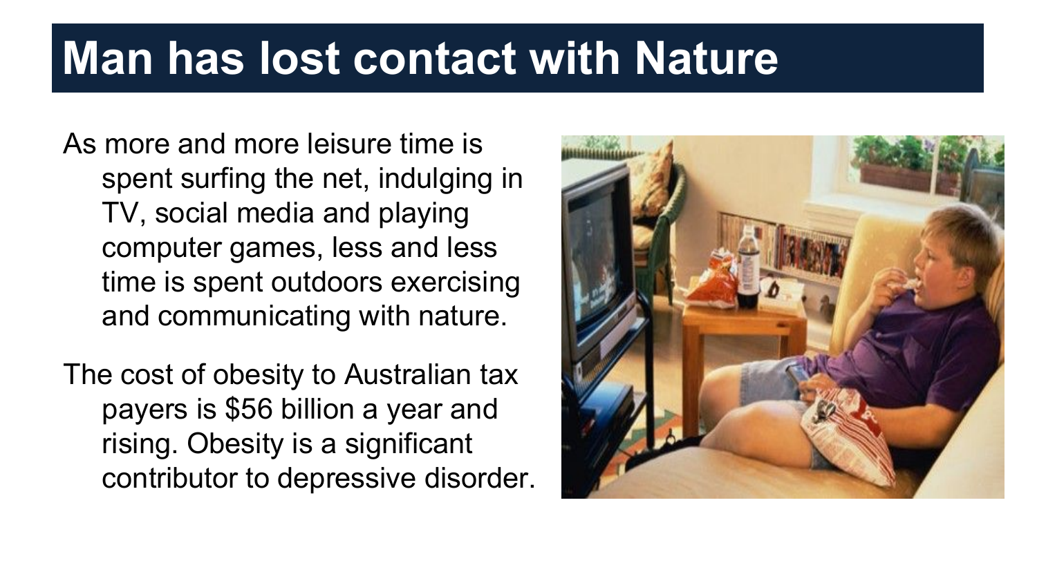# Man has lost contact with Nature

As more and more leisure time is spent surfing the net, indulging in TV, social media and playing computer games, less and less time is spent outdoors exercising and communicating with nature.

The cost of obesity to Australian tax payers is $56 billion a year and rising. Obesity is a significant contributor to depressive disorder.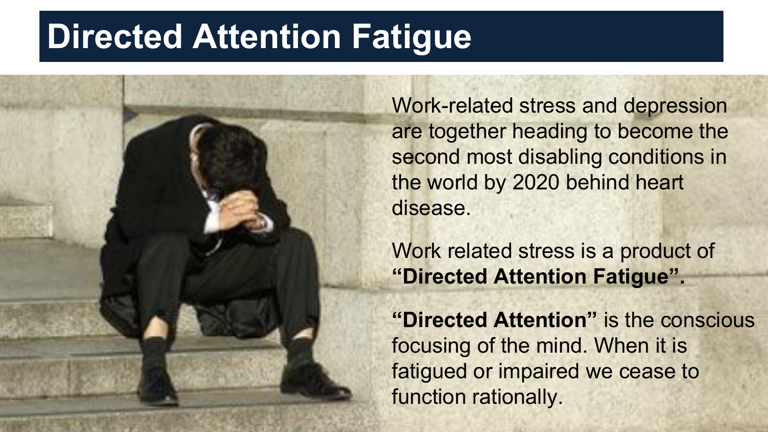# Directed Attention Fatigue

Work-related stress and depression are together heading to become the second most disabling conditions in the world by 2020 behind heart disease.

Work related stress is a product of **"Directed Attention Fatigue".**

**"Directed Attention"** is the conscious focusing of the mind. When it is fatigued or impaired we cease to function rationally.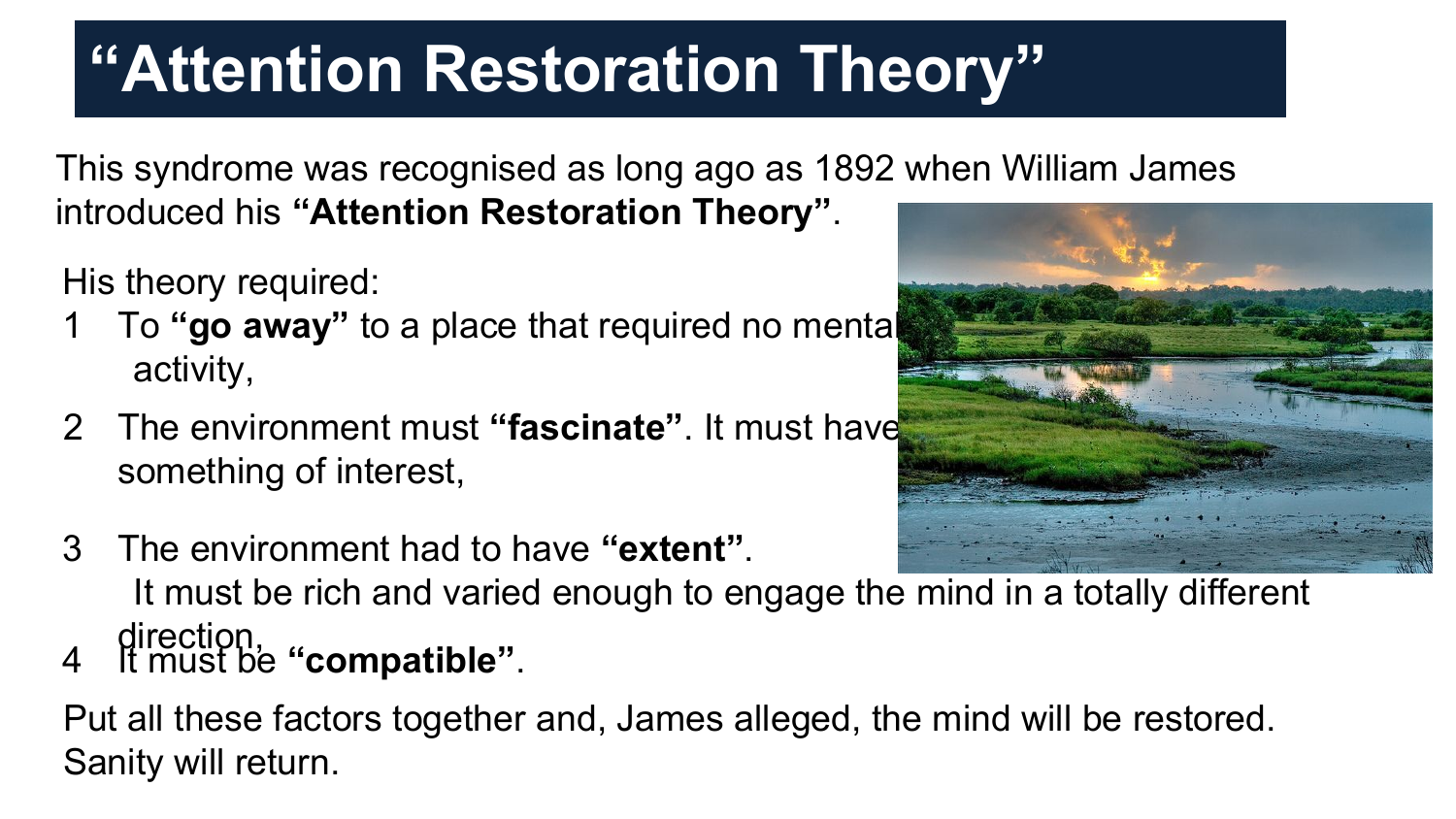# "Attention Restoration Theory"

This syndrome was recognised as long ago as 1892 when William James introduced his **"Attention Restoration Theory"**.

His theory required:

1. To **"go away"** to a place that required no mental activity,
2. The environment must **"fascinate"**. It must have something of interest,
3. The environment had to have **"extent"**. It must be rich and varied enough to engage the mind in a totally different direction,
4. It must be **"compatible"**.

Put all these factors together and, James alleged, the mind will be restored. Sanity will return.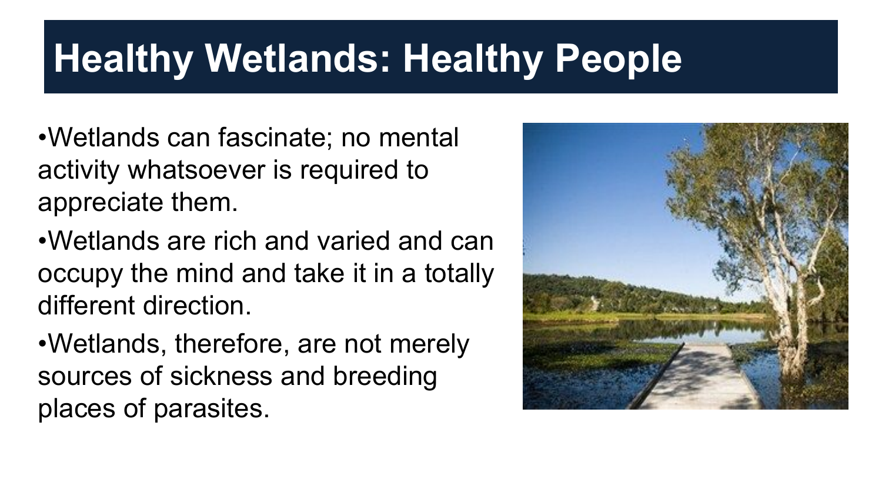# Healthy Wetlands: Healthy People

- Wetlands can fascinate; no mental activity whatsoever is required to appreciate them.
- Wetlands are rich and varied and can occupy the mind and take it in a totally different direction.
- Wetlands, therefore, are not merely sources of sickness and breeding places of parasites.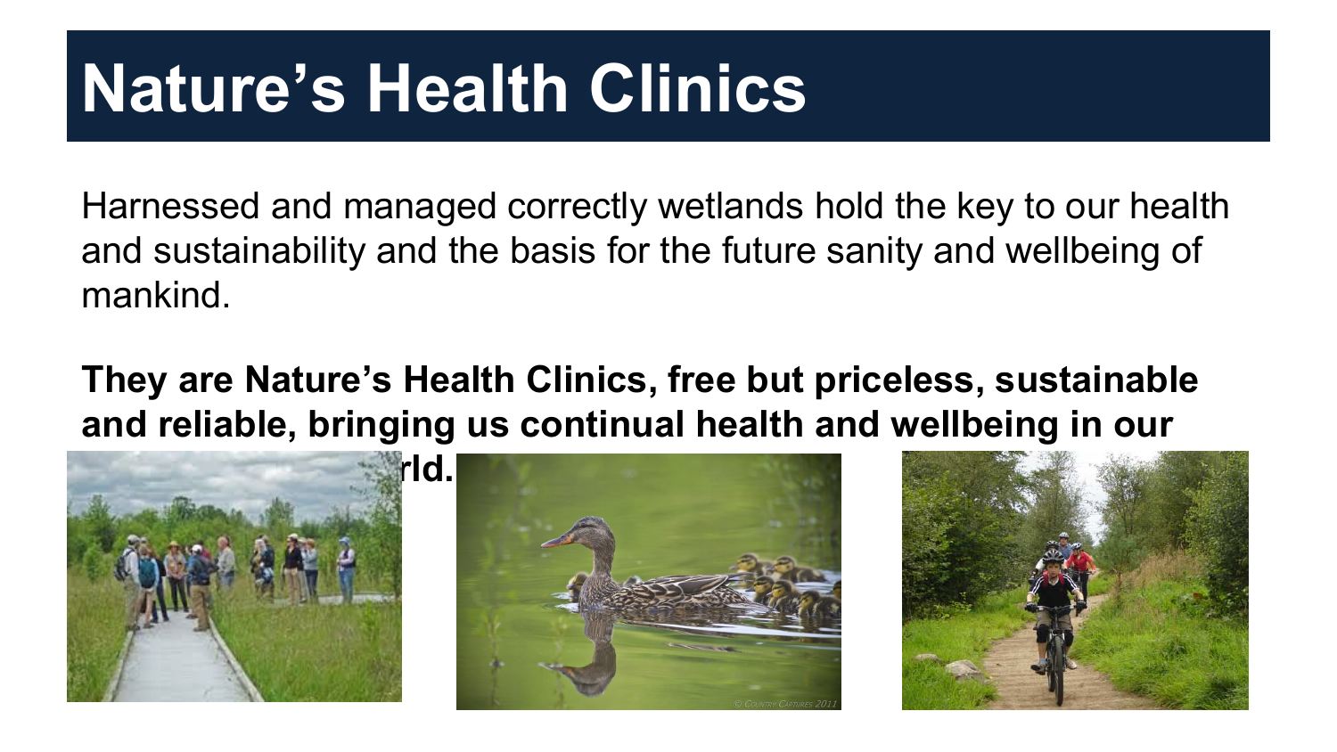# Nature's Health Clinics

Harnessed and managed correctly wetlands hold the key to our health and sustainability and the basis for the future sanity and wellbeing of mankind.

**They are Nature's Health Clinics, free but priceless, sustainable and reliable, bringing us continual health and wellbeing in our world.**